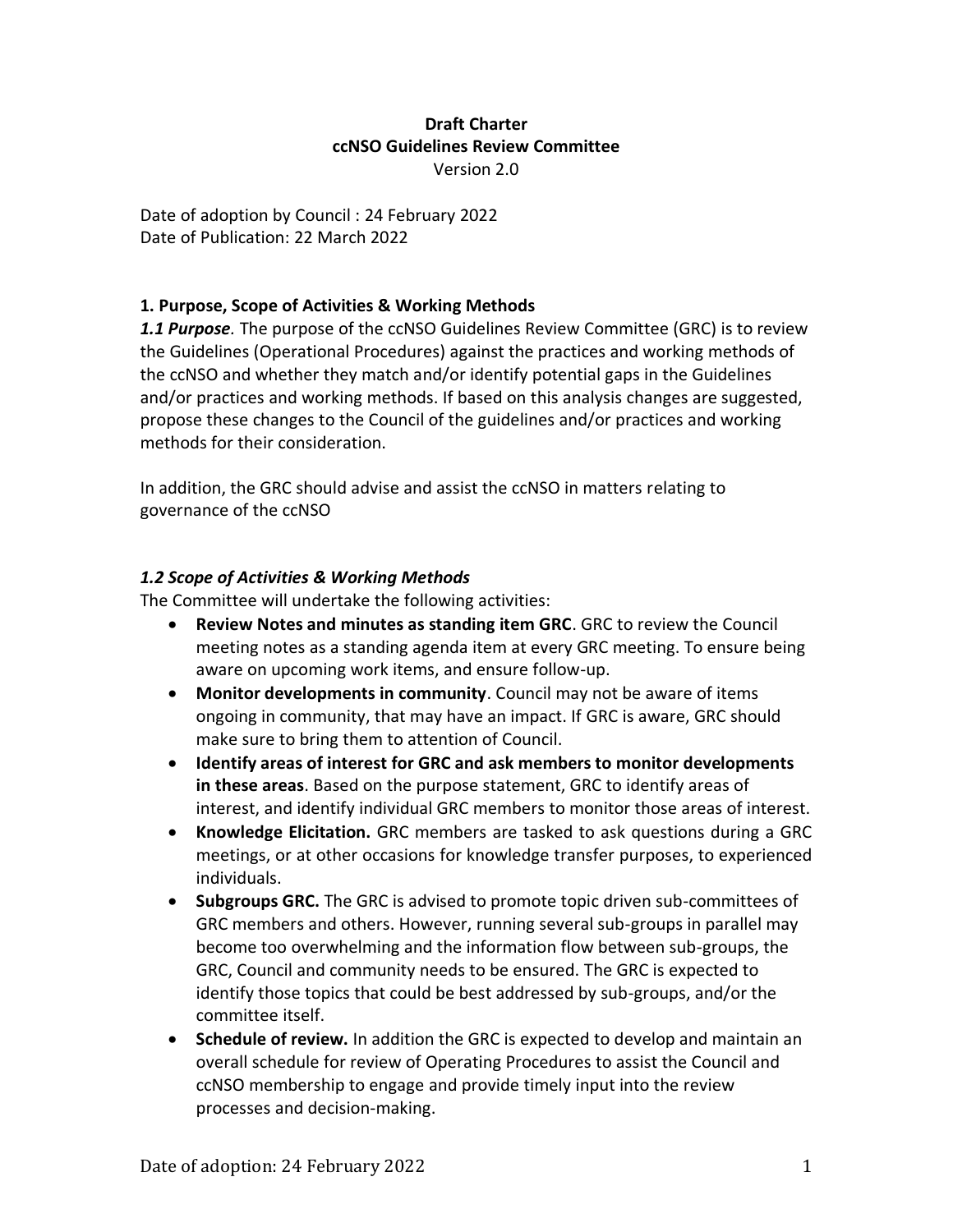**Draft Charter**
**ccNSO Guidelines Review Committee**
Version 2.0

Date of adoption by Council : 24 February 2022
Date of Publication: 22 March 2022

## 1. Purpose, Scope of Activities & Working Methods

***1.1 Purpose***. The purpose of the ccNSO Guidelines Review Committee (GRC) is to review the Guidelines (Operational Procedures) against the practices and working methods of the ccNSO and whether they match and/or identify potential gaps in the Guidelines and/or practices and working methods. If based on this analysis changes are suggested, propose these changes to the Council of the guidelines and/or practices and working methods for their consideration.

In addition, the GRC should advise and assist the ccNSO in matters relating to governance of the ccNSO

### *1.2 Scope of Activities & Working Methods*

The Committee will undertake the following activities:

- **Review Notes and minutes as standing item GRC**. GRC to review the Council meeting notes as a standing agenda item at every GRC meeting. To ensure being aware on upcoming work items, and ensure follow-up.
- **Monitor developments in community**. Council may not be aware of items ongoing in community, that may have an impact. If GRC is aware, GRC should make sure to bring them to attention of Council.
- **Identify areas of interest for GRC and ask members to monitor developments in these areas**. Based on the purpose statement, GRC to identify areas of interest, and identify individual GRC members to monitor those areas of interest.
- **Knowledge Elicitation.** GRC members are tasked to ask questions during a GRC meetings, or at other occasions for knowledge transfer purposes, to experienced individuals.
- **Subgroups GRC.** The GRC is advised to promote topic driven sub-committees of GRC members and others. However, running several sub-groups in parallel may become too overwhelming and the information flow between sub-groups, the GRC, Council and community needs to be ensured. The GRC is expected to identify those topics that could be best addressed by sub-groups, and/or the committee itself.
- **Schedule of review.** In addition the GRC is expected to develop and maintain an overall schedule for review of Operating Procedures to assist the Council and ccNSO membership to engage and provide timely input into the review processes and decision-making.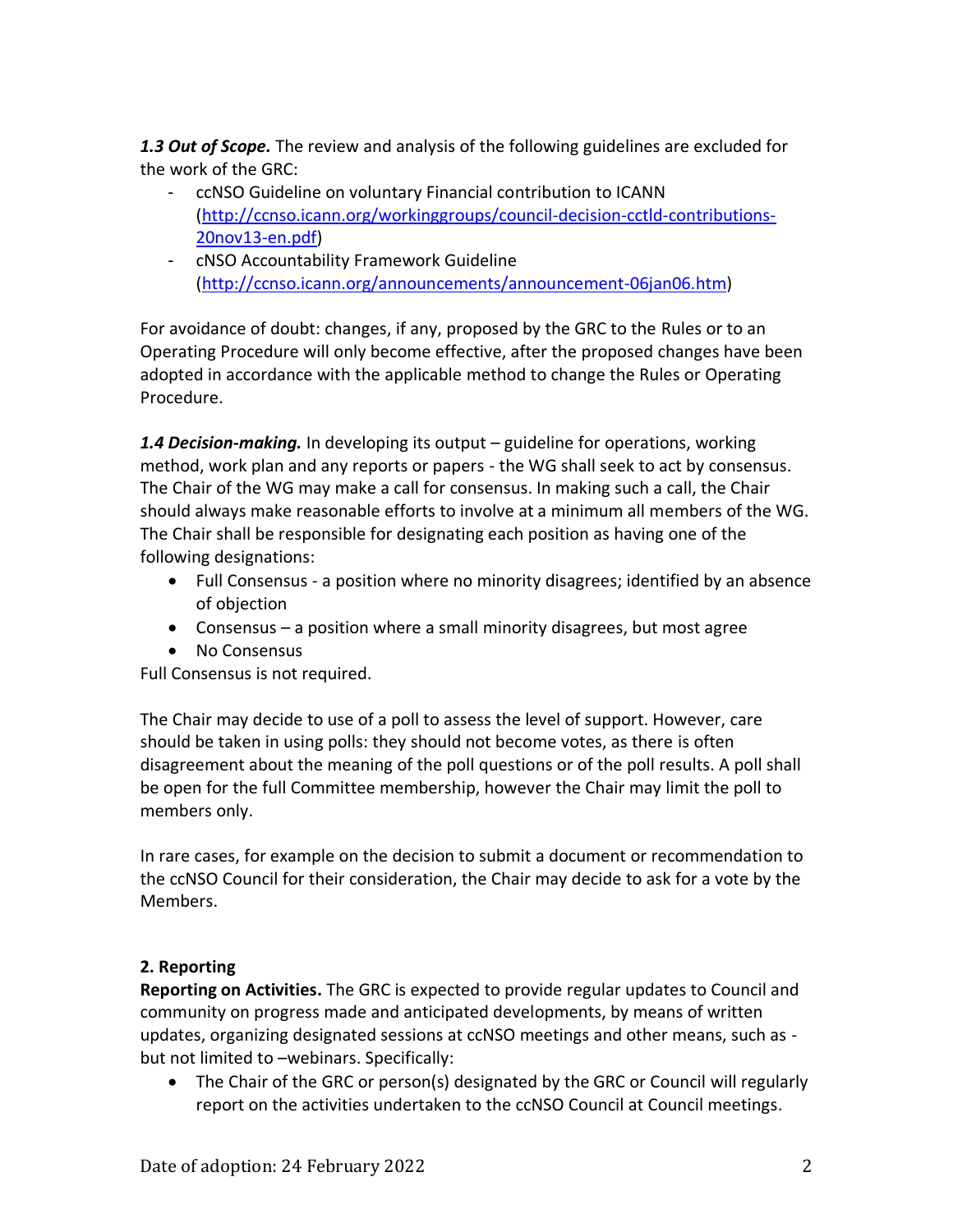***1.3 Out of Scope.*** The review and analysis of the following guidelines are excluded for the work of the GRC:

- ccNSO Guideline on voluntary Financial contribution to ICANN ([http://ccnso.icann.org/workinggroups/council-decision-cctld-contributions-20nov13-en.pdf](http://ccnso.icann.org/workinggroups/council-decision-cctld-contributions-20nov13-en.pdf))
- cNSO Accountability Framework Guideline ([http://ccnso.icann.org/announcements/announcement-06jan06.htm](http://ccnso.icann.org/announcements/announcement-06jan06.htm))

For avoidance of doubt: changes, if any, proposed by the GRC to the Rules or to an Operating Procedure will only become effective, after the proposed changes have been adopted in accordance with the applicable method to change the Rules or Operating Procedure.

***1.4 Decision-making.*** In developing its output – guideline for operations, working method, work plan and any reports or papers - the WG shall seek to act by consensus. The Chair of the WG may make a call for consensus. In making such a call, the Chair should always make reasonable efforts to involve at a minimum all members of the WG. The Chair shall be responsible for designating each position as having one of the following designations:

- Full Consensus - a position where no minority disagrees; identified by an absence of objection
- Consensus – a position where a small minority disagrees, but most agree
- No Consensus

Full Consensus is not required.

The Chair may decide to use of a poll to assess the level of support. However, care should be taken in using polls: they should not become votes, as there is often disagreement about the meaning of the poll questions or of the poll results. A poll shall be open for the full Committee membership, however the Chair may limit the poll to members only.

In rare cases, for example on the decision to submit a document or recommendation to the ccNSO Council for their consideration, the Chair may decide to ask for a vote by the Members.

**2. Reporting**

**Reporting on Activities.** The GRC is expected to provide regular updates to Council and community on progress made and anticipated developments, by means of written updates, organizing designated sessions at ccNSO meetings and other means, such as - but not limited to –webinars. Specifically:

- The Chair of the GRC or person(s) designated by the GRC or Council will regularly report on the activities undertaken to the ccNSO Council at Council meetings.

Date of adoption: 24 February 2022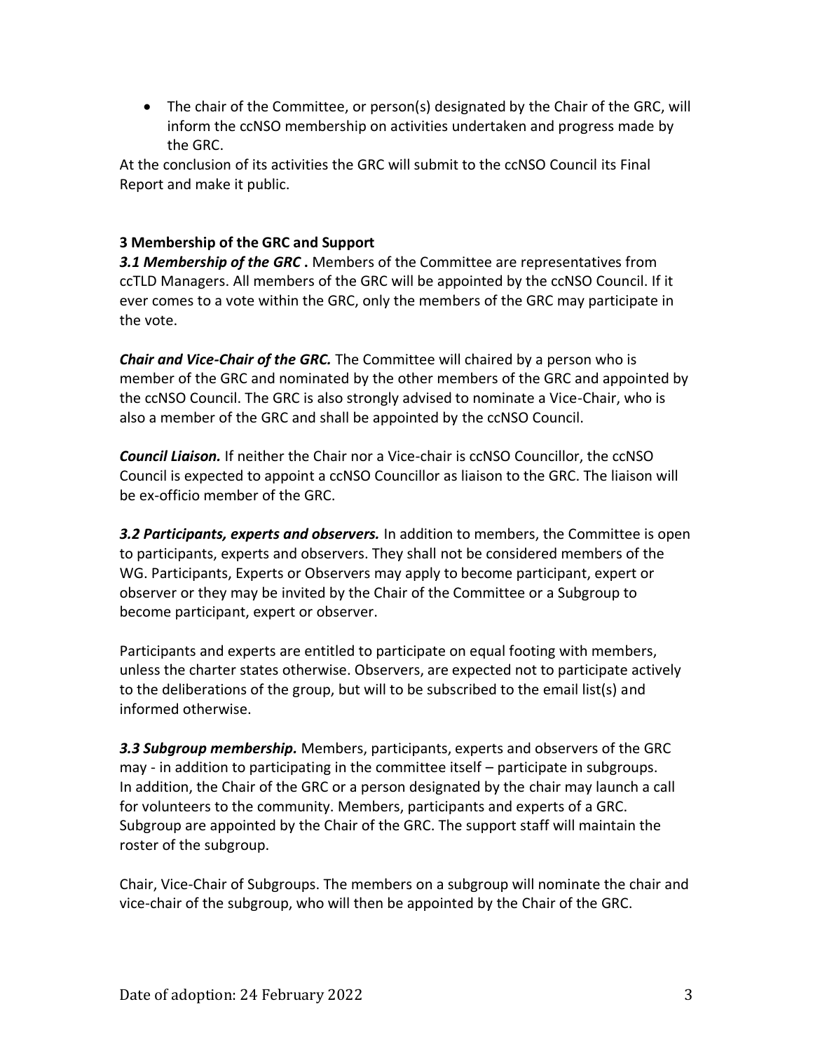- The chair of the Committee, or person(s) designated by the Chair of the GRC, will inform the ccNSO membership on activities undertaken and progress made by the GRC.

At the conclusion of its activities the GRC will submit to the ccNSO Council its Final Report and make it public.

### 3 Membership of the GRC and Support

***3.1 Membership of the GRC* .** Members of the Committee are representatives from ccTLD Managers. All members of the GRC will be appointed by the ccNSO Council. If it ever comes to a vote within the GRC, only the members of the GRC may participate in the vote.

***Chair and Vice-Chair of the GRC.*** The Committee will chaired by a person who is member of the GRC and nominated by the other members of the GRC and appointed by the ccNSO Council. The GRC is also strongly advised to nominate a Vice-Chair, who is also a member of the GRC and shall be appointed by the ccNSO Council.

***Council Liaison.*** If neither the Chair nor a Vice-chair is ccNSO Councillor, the ccNSO Council is expected to appoint a ccNSO Councillor as liaison to the GRC. The liaison will be ex-officio member of the GRC.

***3.2 Participants, experts and observers.*** In addition to members, the Committee is open to participants, experts and observers. They shall not be considered members of the WG. Participants, Experts or Observers may apply to become participant, expert or observer or they may be invited by the Chair of the Committee or a Subgroup to become participant, expert or observer.

Participants and experts are entitled to participate on equal footing with members, unless the charter states otherwise. Observers, are expected not to participate actively to the deliberations of the group, but will to be subscribed to the email list(s) and informed otherwise.

***3.3 Subgroup membership.*** Members, participants, experts and observers of the GRC may - in addition to participating in the committee itself – participate in subgroups. In addition, the Chair of the GRC or a person designated by the chair may launch a call for volunteers to the community. Members, participants and experts of a GRC. Subgroup are appointed by the Chair of the GRC. The support staff will maintain the roster of the subgroup.

Chair, Vice-Chair of Subgroups. The members on a subgroup will nominate the chair and vice-chair of the subgroup, who will then be appointed by the Chair of the GRC.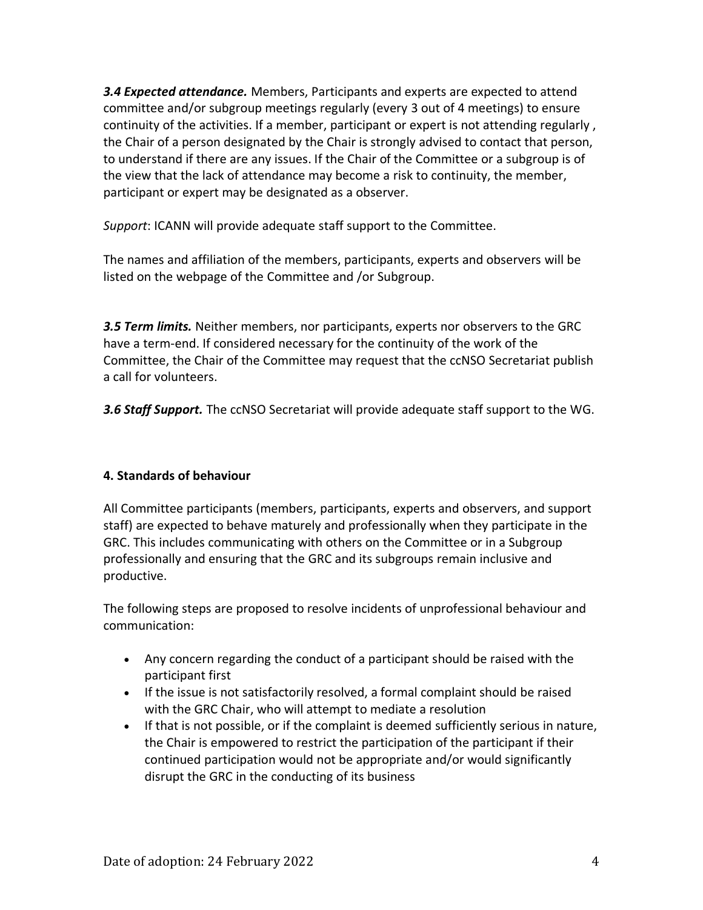***3.4 Expected attendance.*** Members, Participants and experts are expected to attend committee and/or subgroup meetings regularly (every 3 out of 4 meetings) to ensure continuity of the activities. If a member, participant or expert is not attending regularly , the Chair of a person designated by the Chair is strongly advised to contact that person, to understand if there are any issues. If the Chair of the Committee or a subgroup is of the view that the lack of attendance may become a risk to continuity, the member, participant or expert may be designated as a observer.

*Support*: ICANN will provide adequate staff support to the Committee.

The names and affiliation of the members, participants, experts and observers will be listed on the webpage of the Committee and /or Subgroup.

***3.5 Term limits.*** Neither members, nor participants, experts nor observers to the GRC have a term-end. If considered necessary for the continuity of the work of the Committee, the Chair of the Committee may request that the ccNSO Secretariat publish a call for volunteers.

***3.6 Staff Support.*** The ccNSO Secretariat will provide adequate staff support to the WG.

## 4. Standards of behaviour

All Committee participants (members, participants, experts and observers, and support staff) are expected to behave maturely and professionally when they participate in the GRC. This includes communicating with others on the Committee or in a Subgroup professionally and ensuring that the GRC and its subgroups remain inclusive and productive.

The following steps are proposed to resolve incidents of unprofessional behaviour and communication:

- Any concern regarding the conduct of a participant should be raised with the participant first
- If the issue is not satisfactorily resolved, a formal complaint should be raised with the GRC Chair, who will attempt to mediate a resolution
- If that is not possible, or if the complaint is deemed sufficiently serious in nature, the Chair is empowered to restrict the participation of the participant if their continued participation would not be appropriate and/or would significantly disrupt the GRC in the conducting of its business

Date of adoption: 24 February 2022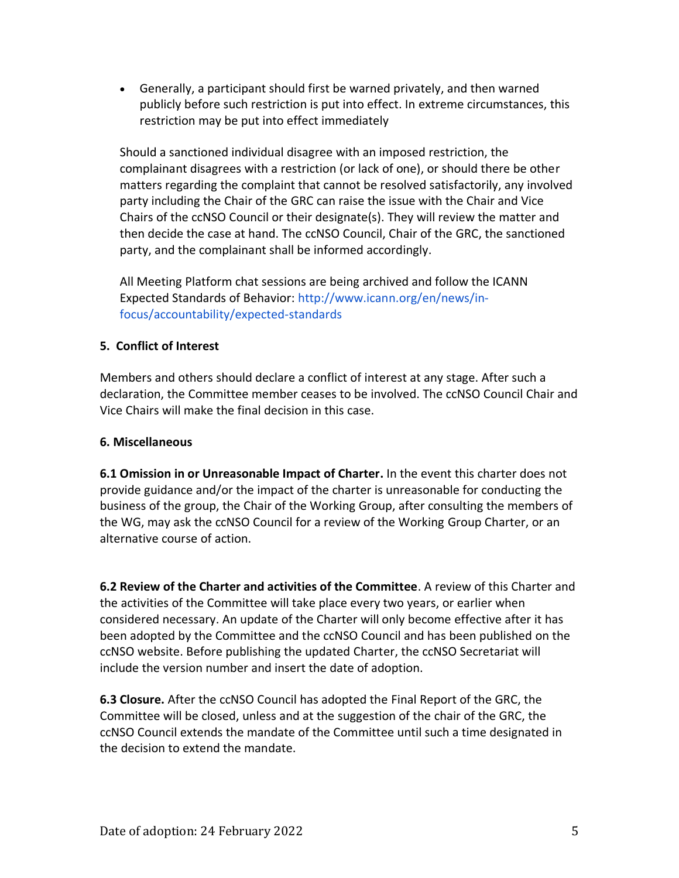- Generally, a participant should first be warned privately, and then warned publicly before such restriction is put into effect. In extreme circumstances, this restriction may be put into effect immediately

Should a sanctioned individual disagree with an imposed restriction, the complainant disagrees with a restriction (or lack of one), or should there be other matters regarding the complaint that cannot be resolved satisfactorily, any involved party including the Chair of the GRC can raise the issue with the Chair and Vice Chairs of the ccNSO Council or their designate(s). They will review the matter and then decide the case at hand. The ccNSO Council, Chair of the GRC, the sanctioned party, and the complainant shall be informed accordingly.

All Meeting Platform chat sessions are being archived and follow the ICANN Expected Standards of Behavior: http://www.icann.org/en/news/in-focus/accountability/expected-standards

## 5. Conflict of Interest

Members and others should declare a conflict of interest at any stage. After such a declaration, the Committee member ceases to be involved. The ccNSO Council Chair and Vice Chairs will make the final decision in this case.

## 6. Miscellaneous

**6.1 Omission in or Unreasonable Impact of Charter.** In the event this charter does not provide guidance and/or the impact of the charter is unreasonable for conducting the business of the group, the Chair of the Working Group, after consulting the members of the WG, may ask the ccNSO Council for a review of the Working Group Charter, or an alternative course of action.

**6.2 Review of the Charter and activities of the Committee**. A review of this Charter and the activities of the Committee will take place every two years, or earlier when considered necessary. An update of the Charter will only become effective after it has been adopted by the Committee and the ccNSO Council and has been published on the ccNSO website. Before publishing the updated Charter, the ccNSO Secretariat will include the version number and insert the date of adoption.

**6.3 Closure.** After the ccNSO Council has adopted the Final Report of the GRC, the Committee will be closed, unless and at the suggestion of the chair of the GRC, the ccNSO Council extends the mandate of the Committee until such a time designated in the decision to extend the mandate.

Date of adoption: 24 February 2022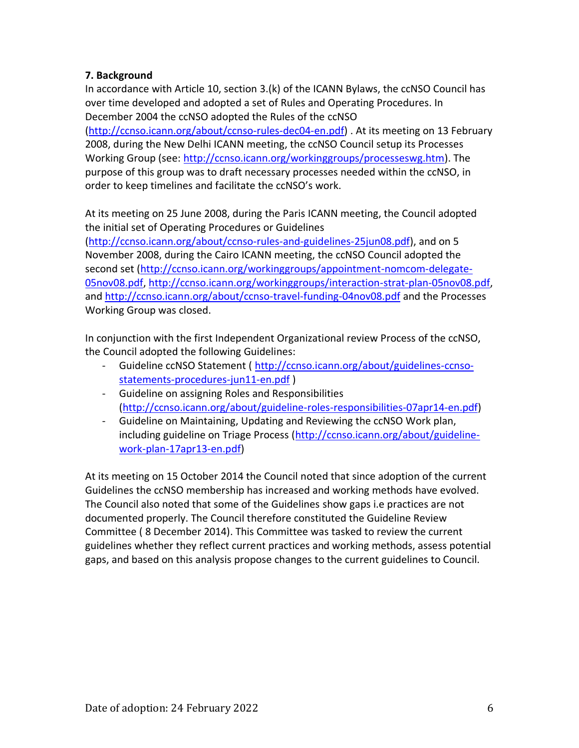**7. Background**

In accordance with Article 10, section 3.(k) of the ICANN Bylaws, the ccNSO Council has over time developed and adopted a set of Rules and Operating Procedures. In December 2004 the ccNSO adopted the Rules of the ccNSO (http://ccnso.icann.org/about/ccnso-rules-dec04-en.pdf) . At its meeting on 13 February 2008, during the New Delhi ICANN meeting, the ccNSO Council setup its Processes Working Group (see: http://ccnso.icann.org/workinggroups/processeswg.htm). The purpose of this group was to draft necessary processes needed within the ccNSO, in order to keep timelines and facilitate the ccNSO's work.

At its meeting on 25 June 2008, during the Paris ICANN meeting, the Council adopted the initial set of Operating Procedures or Guidelines (http://ccnso.icann.org/about/ccnso-rules-and-guidelines-25jun08.pdf), and on 5 November 2008, during the Cairo ICANN meeting, the ccNSO Council adopted the second set (http://ccnso.icann.org/workinggroups/appointment-nomcom-delegate-05nov08.pdf, http://ccnso.icann.org/workinggroups/interaction-strat-plan-05nov08.pdf, and http://ccnso.icann.org/about/ccnso-travel-funding-04nov08.pdf and the Processes Working Group was closed.

In conjunction with the first Independent Organizational review Process of the ccNSO, the Council adopted the following Guidelines:

- Guideline ccNSO Statement ( http://ccnso.icann.org/about/guidelines-ccnso-statements-procedures-jun11-en.pdf )
- Guideline on assigning Roles and Responsibilities (http://ccnso.icann.org/about/guideline-roles-responsibilities-07apr14-en.pdf)
- Guideline on Maintaining, Updating and Reviewing the ccNSO Work plan, including guideline on Triage Process (http://ccnso.icann.org/about/guideline-work-plan-17apr13-en.pdf)

At its meeting on 15 October 2014 the Council noted that since adoption of the current Guidelines the ccNSO membership has increased and working methods have evolved. The Council also noted that some of the Guidelines show gaps i.e practices are not documented properly. The Council therefore constituted the Guideline Review Committee ( 8 December 2014). This Committee was tasked to review the current guidelines whether they reflect current practices and working methods, assess potential gaps, and based on this analysis propose changes to the current guidelines to Council.

Date of adoption: 24 February 2022